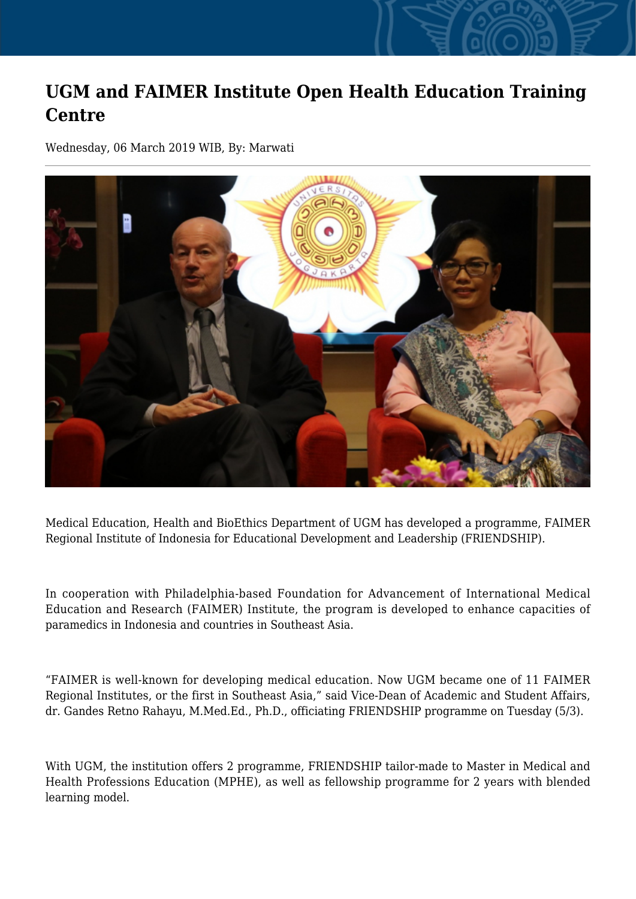# UGM and FAIMER Institute Open Health Education Training Centre

Wednesday, 06 March 2019 WIB, By: Marwati

Medical Education, Health and BioEthics Department of UGM has developed a programme, FAIMER Regional Institute of Indonesia for Educational Development and Leadership (FRIENDSHIP).

In cooperation with Philadelphia-based Foundation for Advancement of International Medical Education and Research (FAIMER) Institute, the program is developed to enhance capacities of paramedics in Indonesia and countries in Southeast Asia.

“FAIMER is well-known for developing medical education. Now UGM became one of 11 FAIMER Regional Institutes, or the first in Southeast Asia,” said Vice-Dean of Academic and Student Affairs, dr. Gandes Retno Rahayu, M.Med.Ed., Ph.D., officiating FRIENDSHIP programme on Tuesday (5/3).

With UGM, the institution offers 2 programme, FRIENDSHIP tailor-made to Master in Medical and Health Professions Education (MPHE), as well as fellowship programme for 2 years with blended learning model.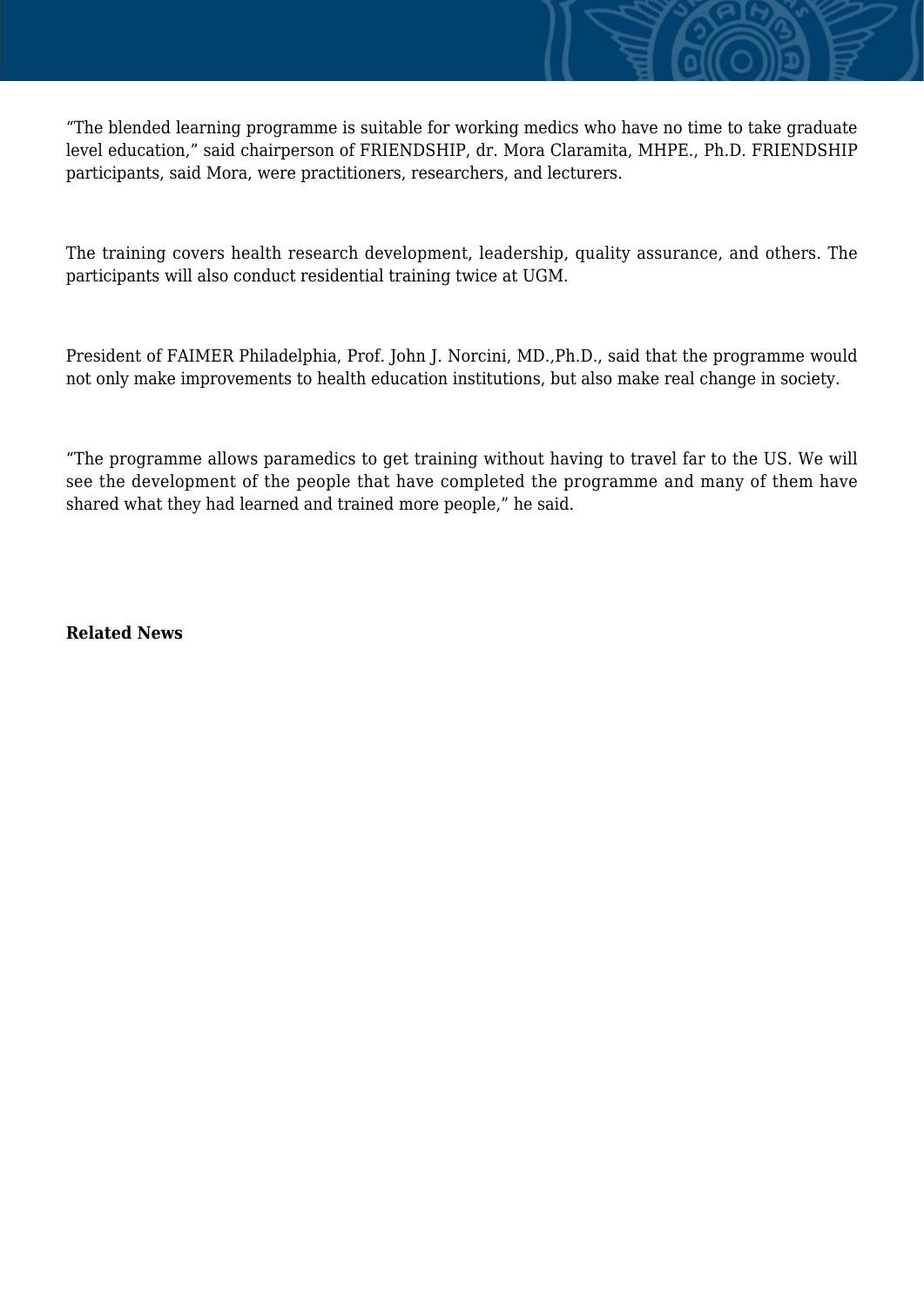"The blended learning programme is suitable for working medics who have no time to take graduate level education," said chairperson of FRIENDSHIP, dr. Mora Claramita, MHPE., Ph.D. FRIENDSHIP participants, said Mora, were practitioners, researchers, and lecturers.

The training covers health research development, leadership, quality assurance, and others. The participants will also conduct residential training twice at UGM.

President of FAIMER Philadelphia, Prof. John J. Norcini, MD.,Ph.D., said that the programme would not only make improvements to health education institutions, but also make real change in society.

"The programme allows paramedics to get training without having to travel far to the US. We will see the development of the people that have completed the programme and many of them have shared what they had learned and trained more people," he said.

**Related News**